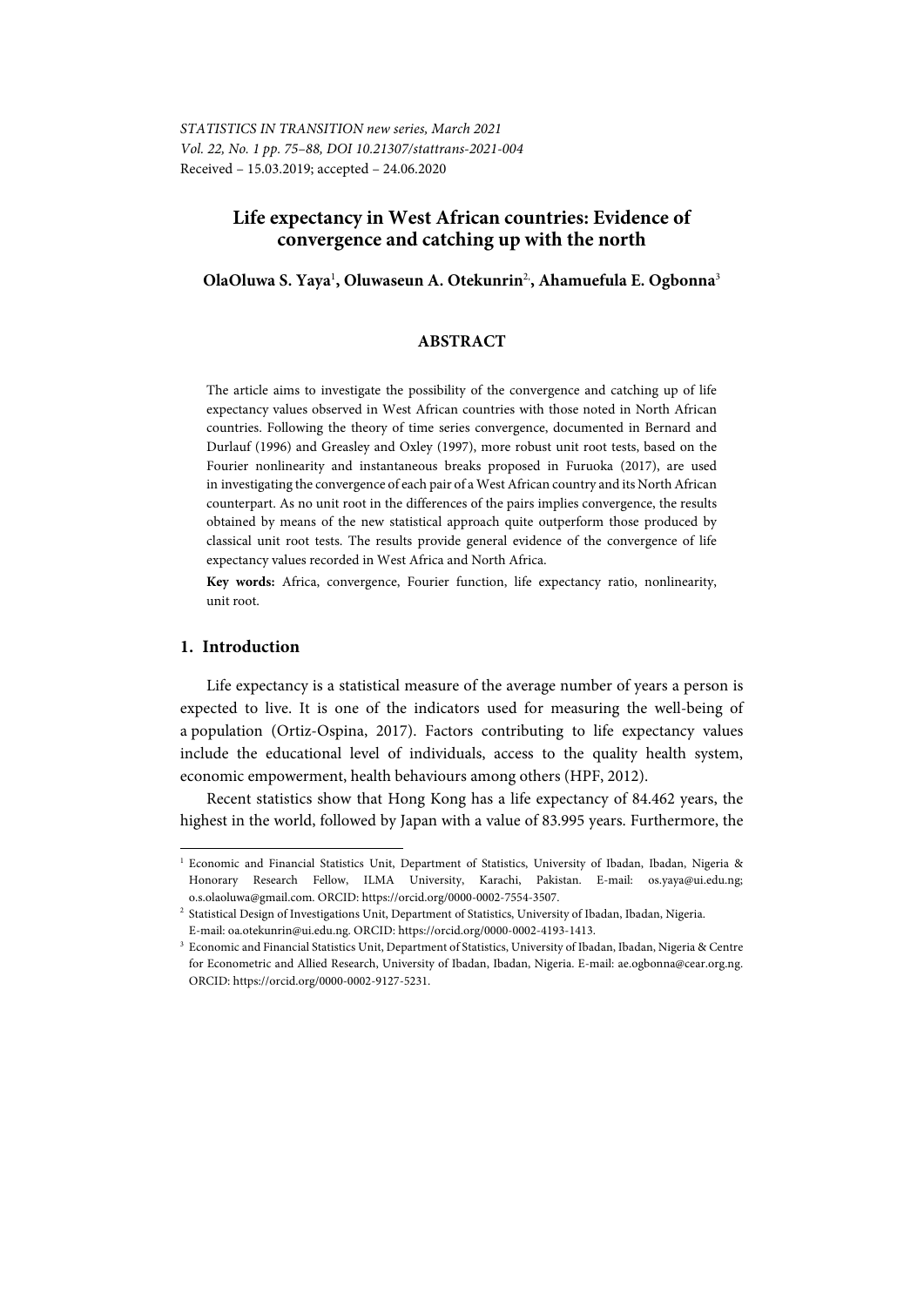*STATISTICS IN TRANSITION new series, March 2021*
*Vol. 22, No. 1 pp. 75–88, DOI 10.21307/stattrans-2021-004*
Received – 15.03.2019; accepted – 24.06.2020

# Life expectancy in West African countries: Evidence of convergence and catching up with the north

**OlaOluwa S. Yaya[1], Oluwaseun A. Otekunrin[2], Ahamuefula E. Ogbonna[3]**

## ABSTRACT

The article aims to investigate the possibility of the convergence and catching up of life expectancy values observed in West African countries with those noted in North African countries. Following the theory of time series convergence, documented in Bernard and Durlauf (1996) and Greasley and Oxley (1997), more robust unit root tests, based on the Fourier nonlinearity and instantaneous breaks proposed in Furuoka (2017), are used in investigating the convergence of each pair of a West African country and its North African counterpart. As no unit root in the differences of the pairs implies convergence, the results obtained by means of the new statistical approach quite outperform those produced by classical unit root tests. The results provide general evidence of the convergence of life expectancy values recorded in West Africa and North Africa.

**Key words:** Africa, convergence, Fourier function, life expectancy ratio, nonlinearity, unit root.

## 1. Introduction

Life expectancy is a statistical measure of the average number of years a person is expected to live. It is one of the indicators used for measuring the well-being of a population (Ortiz-Ospina, 2017). Factors contributing to life expectancy values include the educational level of individuals, access to the quality health system, economic empowerment, health behaviours among others (HPF, 2012).

Recent statistics show that Hong Kong has a life expectancy of 84.462 years, the highest in the world, followed by Japan with a value of 83.995 years. Furthermore, the

---

[1] Economic and Financial Statistics Unit, Department of Statistics, University of Ibadan, Ibadan, Nigeria & Honorary Research Fellow, ILMA University, Karachi, Pakistan. E-mail: os.yaya@ui.edu.ng; o.s.olaoluwa@gmail.com. ORCID: https://orcid.org/0000-0002-7554-3507.

[2] Statistical Design of Investigations Unit, Department of Statistics, University of Ibadan, Ibadan, Nigeria. E-mail: oa.otekunrin@ui.edu.ng. ORCID: https://orcid.org/0000-0002-4193-1413.

[3] Economic and Financial Statistics Unit, Department of Statistics, University of Ibadan, Ibadan, Nigeria & Centre for Econometric and Allied Research, University of Ibadan, Ibadan, Nigeria. E-mail: ae.ogbonna@cear.org.ng. ORCID: https://orcid.org/0000-0002-9127-5231.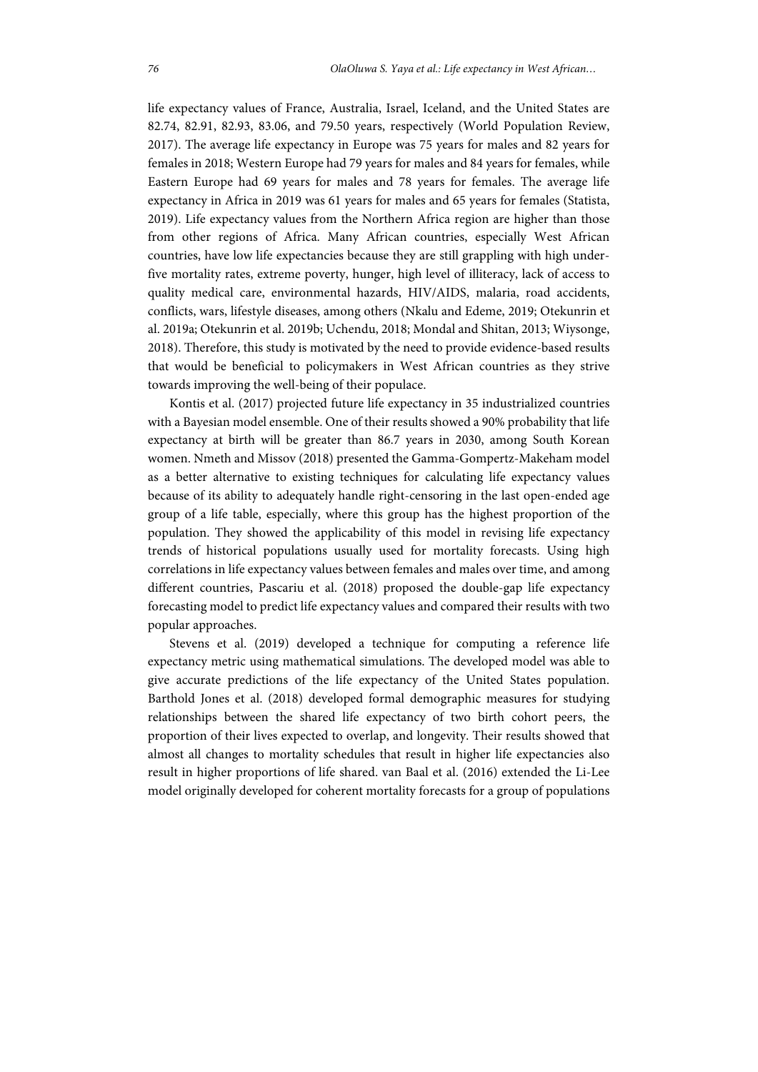life expectancy values of France, Australia, Israel, Iceland, and the United States are 82.74, 82.91, 82.93, 83.06, and 79.50 years, respectively (World Population Review, 2017). The average life expectancy in Europe was 75 years for males and 82 years for females in 2018; Western Europe had 79 years for males and 84 years for females, while Eastern Europe had 69 years for males and 78 years for females. The average life expectancy in Africa in 2019 was 61 years for males and 65 years for females (Statista, 2019). Life expectancy values from the Northern Africa region are higher than those from other regions of Africa. Many African countries, especially West African countries, have low life expectancies because they are still grappling with high under-five mortality rates, extreme poverty, hunger, high level of illiteracy, lack of access to quality medical care, environmental hazards, HIV/AIDS, malaria, road accidents, conflicts, wars, lifestyle diseases, among others (Nkalu and Edeme, 2019; Otekunrin et al. 2019a; Otekunrin et al. 2019b; Uchendu, 2018; Mondal and Shitan, 2013; Wiysonge, 2018). Therefore, this study is motivated by the need to provide evidence-based results that would be beneficial to policymakers in West African countries as they strive towards improving the well-being of their populace.

Kontis et al. (2017) projected future life expectancy in 35 industrialized countries with a Bayesian model ensemble. One of their results showed a 90% probability that life expectancy at birth will be greater than 86.7 years in 2030, among South Korean women. Nmeth and Missov (2018) presented the Gamma-Gompertz-Makeham model as a better alternative to existing techniques for calculating life expectancy values because of its ability to adequately handle right-censoring in the last open-ended age group of a life table, especially, where this group has the highest proportion of the population. They showed the applicability of this model in revising life expectancy trends of historical populations usually used for mortality forecasts. Using high correlations in life expectancy values between females and males over time, and among different countries, Pascariu et al. (2018) proposed the double-gap life expectancy forecasting model to predict life expectancy values and compared their results with two popular approaches.

Stevens et al. (2019) developed a technique for computing a reference life expectancy metric using mathematical simulations. The developed model was able to give accurate predictions of the life expectancy of the United States population. Barthold Jones et al. (2018) developed formal demographic measures for studying relationships between the shared life expectancy of two birth cohort peers, the proportion of their lives expected to overlap, and longevity. Their results showed that almost all changes to mortality schedules that result in higher life expectancies also result in higher proportions of life shared. van Baal et al. (2016) extended the Li-Lee model originally developed for coherent mortality forecasts for a group of populations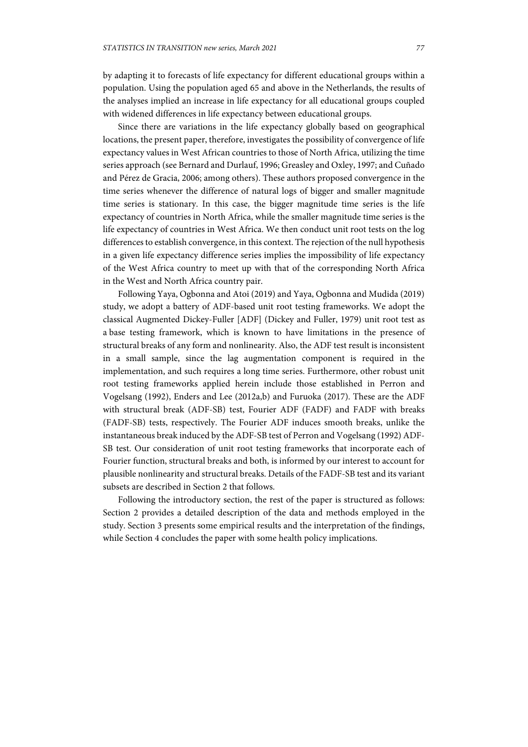by adapting it to forecasts of life expectancy for different educational groups within a population. Using the population aged 65 and above in the Netherlands, the results of the analyses implied an increase in life expectancy for all educational groups coupled with widened differences in life expectancy between educational groups.

Since there are variations in the life expectancy globally based on geographical locations, the present paper, therefore, investigates the possibility of convergence of life expectancy values in West African countries to those of North Africa, utilizing the time series approach (see Bernard and Durlauf, 1996; Greasley and Oxley, 1997; and Cuñado and Pérez de Gracia, 2006; among others). These authors proposed convergence in the time series whenever the difference of natural logs of bigger and smaller magnitude time series is stationary. In this case, the bigger magnitude time series is the life expectancy of countries in North Africa, while the smaller magnitude time series is the life expectancy of countries in West Africa. We then conduct unit root tests on the log differences to establish convergence, in this context. The rejection of the null hypothesis in a given life expectancy difference series implies the impossibility of life expectancy of the West Africa country to meet up with that of the corresponding North Africa in the West and North Africa country pair.

Following Yaya, Ogbonna and Atoi (2019) and Yaya, Ogbonna and Mudida (2019) study, we adopt a battery of ADF-based unit root testing frameworks. We adopt the classical Augmented Dickey-Fuller [ADF] (Dickey and Fuller, 1979) unit root test as a base testing framework, which is known to have limitations in the presence of structural breaks of any form and nonlinearity. Also, the ADF test result is inconsistent in a small sample, since the lag augmentation component is required in the implementation, and such requires a long time series. Furthermore, other robust unit root testing frameworks applied herein include those established in Perron and Vogelsang (1992), Enders and Lee (2012a,b) and Furuoka (2017). These are the ADF with structural break (ADF-SB) test, Fourier ADF (FADF) and FADF with breaks (FADF-SB) tests, respectively. The Fourier ADF induces smooth breaks, unlike the instantaneous break induced by the ADF-SB test of Perron and Vogelsang (1992) ADF-SB test. Our consideration of unit root testing frameworks that incorporate each of Fourier function, structural breaks and both, is informed by our interest to account for plausible nonlinearity and structural breaks. Details of the FADF-SB test and its variant subsets are described in Section 2 that follows.

Following the introductory section, the rest of the paper is structured as follows: Section 2 provides a detailed description of the data and methods employed in the study. Section 3 presents some empirical results and the interpretation of the findings, while Section 4 concludes the paper with some health policy implications.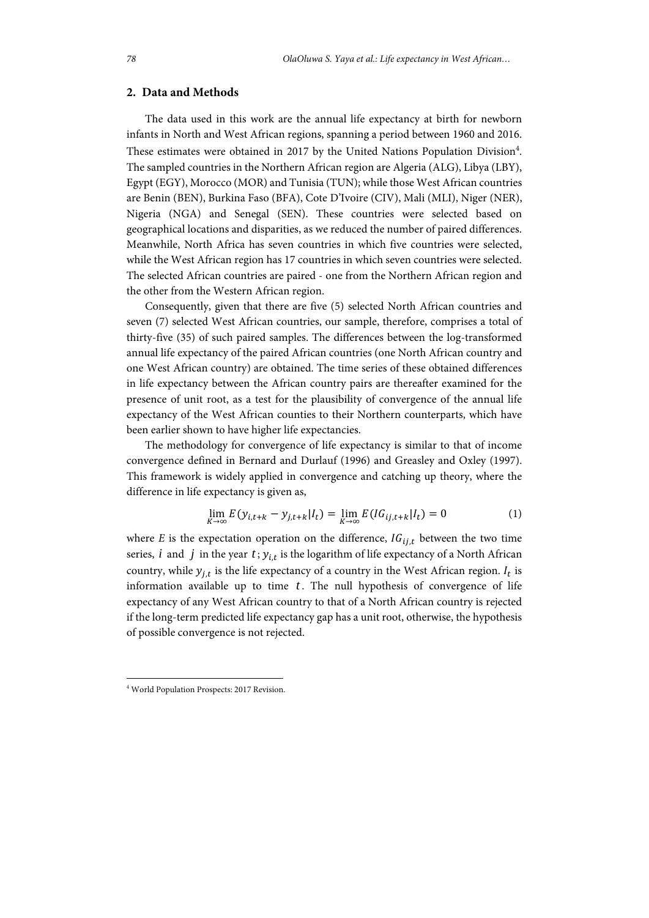## 2. Data and Methods

The data used in this work are the annual life expectancy at birth for newborn infants in North and West African regions, spanning a period between 1960 and 2016. These estimates were obtained in 2017 by the United Nations Population Division[4]. The sampled countries in the Northern African region are Algeria (ALG), Libya (LBY), Egypt (EGY), Morocco (MOR) and Tunisia (TUN); while those West African countries are Benin (BEN), Burkina Faso (BFA), Cote D'Ivoire (CIV), Mali (MLI), Niger (NER), Nigeria (NGA) and Senegal (SEN). These countries were selected based on geographical locations and disparities, as we reduced the number of paired differences. Meanwhile, North Africa has seven countries in which five countries were selected, while the West African region has 17 countries in which seven countries were selected. The selected African countries are paired - one from the Northern African region and the other from the Western African region.

Consequently, given that there are five (5) selected North African countries and seven (7) selected West African countries, our sample, therefore, comprises a total of thirty-five (35) of such paired samples. The differences between the log-transformed annual life expectancy of the paired African countries (one North African country and one West African country) are obtained. The time series of these obtained differences in life expectancy between the African country pairs are thereafter examined for the presence of unit root, as a test for the plausibility of convergence of the annual life expectancy of the West African counties to their Northern counterparts, which have been earlier shown to have higher life expectancies.

The methodology for convergence of life expectancy is similar to that of income convergence defined in Bernard and Durlauf (1996) and Greasley and Oxley (1997). This framework is widely applied in convergence and catching up theory, where the difference in life expectancy is given as,

$$\lim_{K\to\infty} E(y_{i,t+k} - y_{j,t+k}|I_t) = \lim_{K\to\infty} E(IG_{ij,t+k}|I_t) = 0 \tag{1}$$

where $E$ is the expectation operation on the difference, $IG_{ij,t}$ between the two time series, $i$ and $j$ in the year $t$; $y_{i,t}$ is the logarithm of life expectancy of a North African country, while $y_{j,t}$ is the life expectancy of a country in the West African region. $I_t$ is information available up to time $t$. The null hypothesis of convergence of life expectancy of any West African country to that of a North African country is rejected if the long-term predicted life expectancy gap has a unit root, otherwise, the hypothesis of possible convergence is not rejected.

[4] World Population Prospects: 2017 Revision.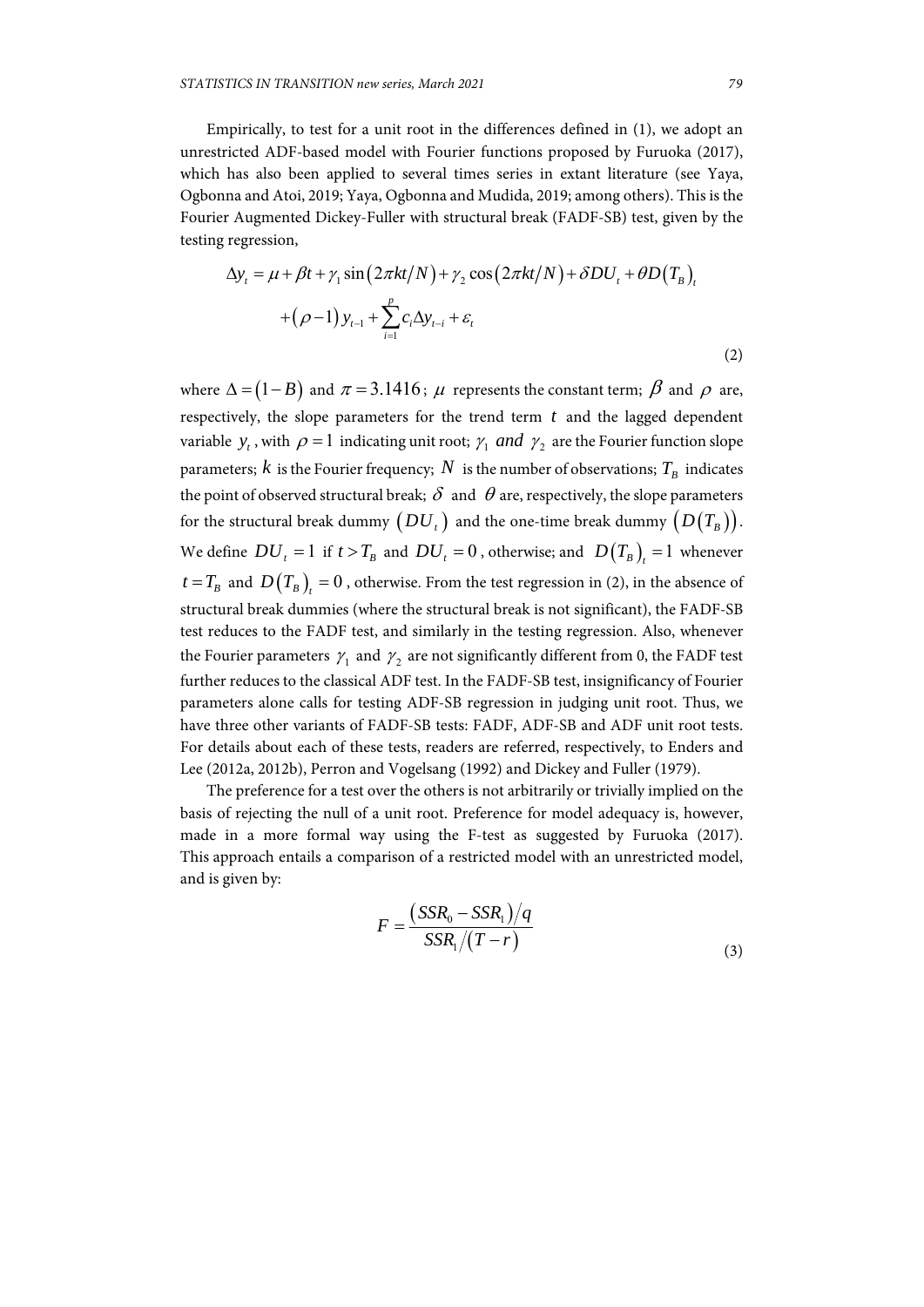Empirically, to test for a unit root in the differences defined in (1), we adopt an unrestricted ADF-based model with Fourier functions proposed by Furuoka (2017), which has also been applied to several times series in extant literature (see Yaya, Ogbonna and Atoi, 2019; Yaya, Ogbonna and Mudida, 2019; among others). This is the Fourier Augmented Dickey-Fuller with structural break (FADF-SB) test, given by the testing regression,

$$\Delta y_t = \mu + \beta t + \gamma_1 \sin\left(2\pi kt/N\right) + \gamma_2 \cos\left(2\pi kt/N\right) + \delta DU_t + \theta D\left(T_B\right)_t + \left(\rho - 1\right) y_{t-1} + \sum_{i=1}^{p} c_i \Delta y_{t-i} + \varepsilon_t \tag{2}$$

where $\Delta = \left(1 - B\right)$ and $\pi = 3.1416$; $\mu$ represents the constant term; $\beta$ and $\rho$ are, respectively, the slope parameters for the trend term $t$ and the lagged dependent variable $y_t$, with $\rho = 1$ indicating unit root; $\gamma_1$ *and* $\gamma_2$ are the Fourier function slope parameters; $k$ is the Fourier frequency; $N$ is the number of observations; $T_B$ indicates the point of observed structural break; $\delta$ and $\theta$ are, respectively, the slope parameters for the structural break dummy $\left(DU_t\right)$ and the one-time break dummy $\left(D\left(T_B\right)\right)$. We define $DU_t = 1$ if $t > T_B$ and $DU_t = 0$, otherwise; and $D\left(T_B\right)_t = 1$ whenever $t = T_B$ and $D\left(T_B\right)_t = 0$, otherwise. From the test regression in (2), in the absence of structural break dummies (where the structural break is not significant), the FADF-SB test reduces to the FADF test, and similarly in the testing regression. Also, whenever the Fourier parameters $\gamma_1$ and $\gamma_2$ are not significantly different from 0, the FADF test further reduces to the classical ADF test. In the FADF-SB test, insignificancy of Fourier parameters alone calls for testing ADF-SB regression in judging unit root. Thus, we have three other variants of FADF-SB tests: FADF, ADF-SB and ADF unit root tests. For details about each of these tests, readers are referred, respectively, to Enders and Lee (2012a, 2012b), Perron and Vogelsang (1992) and Dickey and Fuller (1979).

The preference for a test over the others is not arbitrarily or trivially implied on the basis of rejecting the null of a unit root. Preference for model adequacy is, however, made in a more formal way using the F-test as suggested by Furuoka (2017). This approach entails a comparison of a restricted model with an unrestricted model, and is given by:

$$F = \frac{\left(SSR_0 - SSR_1\right)/q}{SSR_1/\left(T - r\right)} \tag{3}$$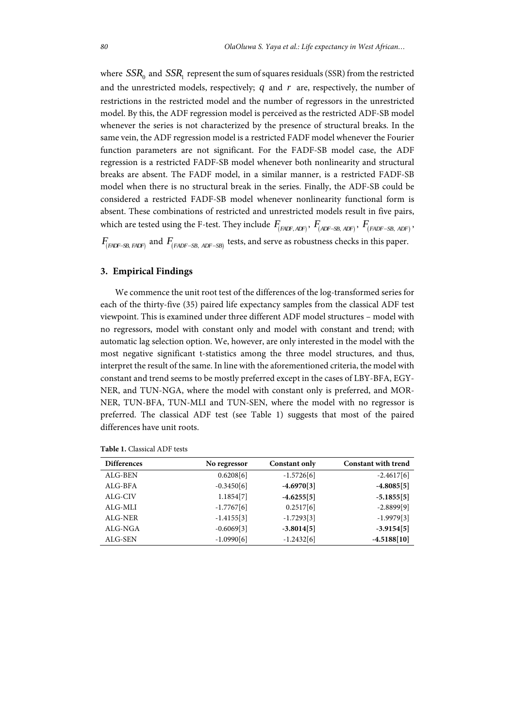where $SSR_0$ and $SSR_1$ represent the sum of squares residuals (SSR) from the restricted and the unrestricted models, respectively; $q$ and $r$ are, respectively, the number of restrictions in the restricted model and the number of regressors in the unrestricted model. By this, the ADF regression model is perceived as the restricted ADF-SB model whenever the series is not characterized by the presence of structural breaks. In the same vein, the ADF regression model is a restricted FADF model whenever the Fourier function parameters are not significant. For the FADF-SB model case, the ADF regression is a restricted FADF-SB model whenever both nonlinearity and structural breaks are absent. The FADF model, in a similar manner, is a restricted FADF-SB model when there is no structural break in the series. Finally, the ADF-SB could be considered a restricted FADF-SB model whenever nonlinearity functional form is absent. These combinations of restricted and unrestricted models result in five pairs, which are tested using the F-test. They include $F_{(FADF,\, ADF)}$, $F_{(ADF-SB,\, ADF)}$, $F_{(FADF-SB,\, ADF)}$, $F_{(FADF-SB,\, FADF)}$ and $F_{(FADF-SB,\, ADF-SB)}$ tests, and serve as robustness checks in this paper.

## 3. Empirical Findings

We commence the unit root test of the differences of the log-transformed series for each of the thirty-five (35) paired life expectancy samples from the classical ADF test viewpoint. This is examined under three different ADF model structures – model with no regressors, model with constant only and model with constant and trend; with automatic lag selection option. We, however, are only interested in the model with the most negative significant t-statistics among the three model structures, and thus, interpret the result of the same. In line with the aforementioned criteria, the model with constant and trend seems to be mostly preferred except in the cases of LBY-BFA, EGY-NER, and TUN-NGA, where the model with constant only is preferred, and MOR-NER, TUN-BFA, TUN-MLI and TUN-SEN, where the model with no regressor is preferred. The classical ADF test (see Table 1) suggests that most of the paired differences have unit roots.

**Table 1.** Classical ADF tests

| Differences | No regressor | Constant only | Constant with trend |
|---|---|---|---|
| ALG-BEN | 0.6208[6] | -1.5726[6] | -2.4617[6] |
| ALG-BFA | -0.3450[6] | **-4.6970[3]** | **-4.8085[5]** |
| ALG-CIV | 1.1854[7] | **-4.6255[5]** | **-5.1855[5]** |
| ALG-MLI | -1.7767[6] | 0.2517[6] | -2.8899[9] |
| ALG-NER | -1.4155[3] | -1.7293[3] | -1.9979[3] |
| ALG-NGA | -0.6069[3] | **-3.8014[5]** | **-3.9154[5]** |
| ALG-SEN | -1.0990[6] | -1.2432[6] | **-4.5188[10]** |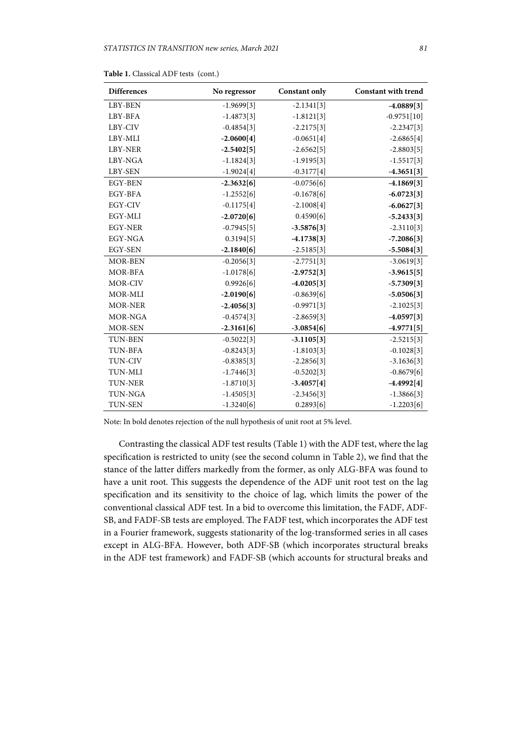**Table 1.** Classical ADF tests (cont.)

| Differences | No regressor | Constant only | Constant with trend |
|---|---|---|---|
| LBY-BEN | -1.9699[3] | -2.1341[3] | **-4.0889[3]** |
| LBY-BFA | -1.4873[3] | -1.8121[3] | -0.9751[10] |
| LBY-CIV | -0.4854[3] | -2.2175[3] | -2.2347[3] |
| LBY-MLI | **-2.0600[4]** | -0.0651[4] | -2.6865[4] |
| LBY-NER | **-2.5402[5]** | -2.6562[5] | -2.8803[5] |
| LBY-NGA | -1.1824[3] | -1.9195[3] | -1.5517[3] |
| LBY-SEN | -1.9024[4] | -0.3177[4] | **-4.3651[3]** |
| EGY-BEN | **-2.3632[6]** | -0.0756[6] | **-4.1869[3]** |
| EGY-BFA | -1.2552[6] | -0.1678[6] | **-6.0723[3]** |
| EGY-CIV | -0.1175[4] | -2.1008[4] | **-6.0627[3]** |
| EGY-MLI | **-2.0720[6]** | 0.4590[6] | **-5.2433[3]** |
| EGY-NER | -0.7945[5] | **-3.5876[3]** | -2.3110[3] |
| EGY-NGA | 0.3194[5] | **-4.1738[3]** | **-7.2086[3]** |
| EGY-SEN | **-2.1840[6]** | -2.5185[3] | **-5.5084[3]** |
| MOR-BEN | -0.2056[3] | -2.7751[3] | -3.0619[3] |
| MOR-BFA | -1.0178[6] | **-2.9752[3]** | **-3.9615[5]** |
| MOR-CIV | 0.9926[6] | **-4.0205[3]** | **-5.7309[3]** |
| MOR-MLI | **-2.0190[6]** | -0.8639[6] | **-5.0506[3]** |
| MOR-NER | **-2.4056[3]** | -0.9971[3] | -2.1025[3] |
| MOR-NGA | -0.4574[3] | -2.8659[3] | **-4.0597[3]** |
| MOR-SEN | **-2.3161[6]** | **-3.0854[6]** | **-4.9771[5]** |
| TUN-BEN | -0.5022[3] | **-3.1105[3]** | -2.5215[3] |
| TUN-BFA | -0.8243[3] | -1.8103[3] | -0.1028[3] |
| TUN-CIV | -0.8385[3] | -2.2856[3] | -3.1636[3] |
| TUN-MLI | -1.7446[3] | -0.5202[3] | -0.8679[6] |
| TUN-NER | -1.8710[3] | **-3.4057[4]** | **-4.4992[4]** |
| TUN-NGA | -1.4505[3] | -2.3456[3] | -1.3866[3] |
| TUN-SEN | -1.3240[6] | 0.2893[6] | -1.2203[6] |

Note: In bold denotes rejection of the null hypothesis of unit root at 5% level.

Contrasting the classical ADF test results (Table 1) with the ADF test, where the lag specification is restricted to unity (see the second column in Table 2), we find that the stance of the latter differs markedly from the former, as only ALG-BFA was found to have a unit root. This suggests the dependence of the ADF unit root test on the lag specification and its sensitivity to the choice of lag, which limits the power of the conventional classical ADF test. In a bid to overcome this limitation, the FADF, ADF-SB, and FADF-SB tests are employed. The FADF test, which incorporates the ADF test in a Fourier framework, suggests stationarity of the log-transformed series in all cases except in ALG-BFA. However, both ADF-SB (which incorporates structural breaks in the ADF test framework) and FADF-SB (which accounts for structural breaks and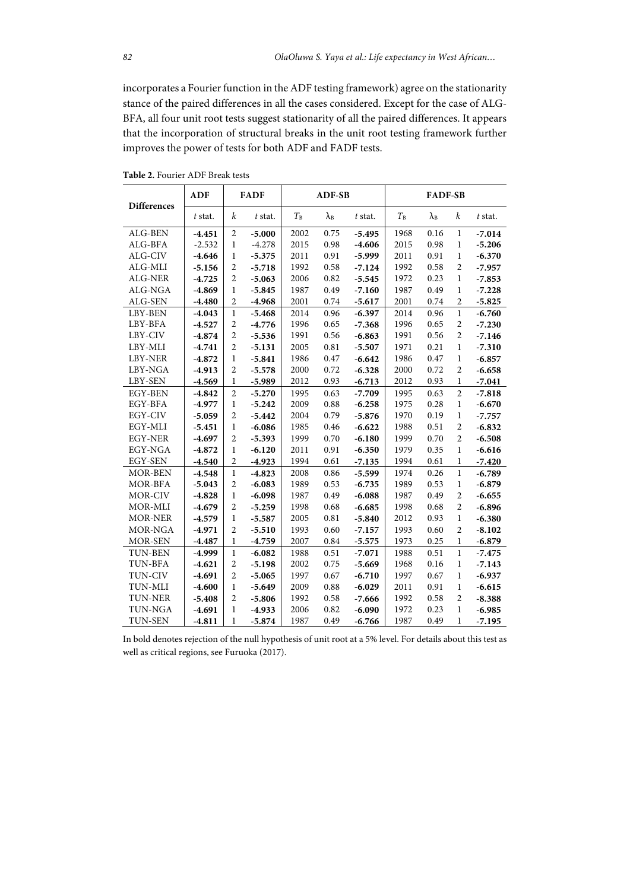incorporates a Fourier function in the ADF testing framework) agree on the stationarity stance of the paired differences in all the cases considered. Except for the case of ALG-BFA, all four unit root tests suggest stationarity of all the paired differences. It appears that the incorporation of structural breaks in the unit root testing framework further improves the power of tests for both ADF and FADF tests.

**Table 2.** Fourier ADF Break tests

| Differences | ADF | FADF | | ADF-SB | | | FADF-SB | | | |
|---|---|---|---|---|---|---|---|---|---|---|
| | *t* stat. | *k* | *t* stat. | $T_B$ | $\lambda_B$ | *t* stat. | $T_B$ | $\lambda_B$ | *k* | *t* stat. |
| ALG-BEN | **-4.451** | 2 | **-5.000** | 2002 | 0.75 | **-5.495** | 1968 | 0.16 | 1 | **-7.014** |
| ALG-BFA | -2.532 | 1 | -4.278 | 2015 | 0.98 | **-4.606** | 2015 | 0.98 | 1 | **-5.206** |
| ALG-CIV | **-4.646** | 1 | **-5.375** | 2011 | 0.91 | **-5.999** | 2011 | 0.91 | 1 | **-6.370** |
| ALG-MLI | **-5.156** | 2 | **-5.718** | 1992 | 0.58 | **-7.124** | 1992 | 0.58 | 2 | **-7.957** |
| ALG-NER | **-4.725** | 2 | **-5.063** | 2006 | 0.82 | **-5.545** | 1972 | 0.23 | 1 | **-7.853** |
| ALG-NGA | **-4.869** | 1 | **-5.845** | 1987 | 0.49 | **-7.160** | 1987 | 0.49 | 1 | **-7.228** |
| ALG-SEN | **-4.480** | 2 | **-4.968** | 2001 | 0.74 | **-5.617** | 2001 | 0.74 | 2 | **-5.825** |
| LBY-BEN | **-4.043** | 1 | **-5.468** | 2014 | 0.96 | **-6.397** | 2014 | 0.96 | 1 | **-6.760** |
| LBY-BFA | **-4.527** | 2 | **-4.776** | 1996 | 0.65 | **-7.368** | 1996 | 0.65 | 2 | **-7.230** |
| LBY-CIV | **-4.874** | 2 | **-5.536** | 1991 | 0.56 | **-6.863** | 1991 | 0.56 | 2 | **-7.146** |
| LBY-MLI | **-4.741** | 2 | **-5.131** | 2005 | 0.81 | **-5.507** | 1971 | 0.21 | 1 | **-7.310** |
| LBY-NER | **-4.872** | 1 | **-5.841** | 1986 | 0.47 | **-6.642** | 1986 | 0.47 | 1 | **-6.857** |
| LBY-NGA | **-4.913** | 2 | **-5.578** | 2000 | 0.72 | **-6.328** | 2000 | 0.72 | 2 | **-6.658** |
| LBY-SEN | **-4.569** | 1 | **-5.989** | 2012 | 0.93 | **-6.713** | 2012 | 0.93 | 1 | **-7.041** |
| EGY-BEN | **-4.842** | 2 | **-5.270** | 1995 | 0.63 | **-7.709** | 1995 | 0.63 | 2 | **-7.818** |
| EGY-BFA | **-4.977** | 1 | **-5.242** | 2009 | 0.88 | **-6.258** | 1975 | 0.28 | 1 | **-6.670** |
| EGY-CIV | **-5.059** | 2 | **-5.442** | 2004 | 0.79 | **-5.876** | 1970 | 0.19 | 1 | **-7.757** |
| EGY-MLI | **-5.451** | 1 | **-6.086** | 1985 | 0.46 | **-6.622** | 1988 | 0.51 | 2 | **-6.832** |
| EGY-NER | **-4.697** | 2 | **-5.393** | 1999 | 0.70 | **-6.180** | 1999 | 0.70 | 2 | **-6.508** |
| EGY-NGA | **-4.872** | 1 | **-6.120** | 2011 | 0.91 | **-6.350** | 1979 | 0.35 | 1 | **-6.616** |
| EGY-SEN | **-4.540** | 2 | **-4.923** | 1994 | 0.61 | **-7.135** | 1994 | 0.61 | 1 | **-7.420** |
| MOR-BEN | **-4.548** | 1 | **-4.823** | 2008 | 0.86 | **-5.599** | 1974 | 0.26 | 1 | **-6.789** |
| MOR-BFA | **-5.043** | 2 | **-6.083** | 1989 | 0.53 | **-6.735** | 1989 | 0.53 | 1 | **-6.879** |
| MOR-CIV | **-4.828** | 1 | **-6.098** | 1987 | 0.49 | **-6.088** | 1987 | 0.49 | 2 | **-6.655** |
| MOR-MLI | **-4.679** | 2 | **-5.259** | 1998 | 0.68 | **-6.685** | 1998 | 0.68 | 2 | **-6.896** |
| MOR-NER | **-4.579** | 1 | **-5.587** | 2005 | 0.81 | **-5.840** | 2012 | 0.93 | 1 | **-6.380** |
| MOR-NGA | **-4.971** | 2 | **-5.510** | 1993 | 0.60 | **-7.157** | 1993 | 0.60 | 2 | **-8.102** |
| MOR-SEN | **-4.487** | 1 | **-4.759** | 2007 | 0.84 | **-5.575** | 1973 | 0.25 | 1 | **-6.879** |
| TUN-BEN | **-4.999** | 1 | **-6.082** | 1988 | 0.51 | **-7.071** | 1988 | 0.51 | 1 | **-7.475** |
| TUN-BFA | **-4.621** | 2 | **-5.198** | 2002 | 0.75 | **-5.669** | 1968 | 0.16 | 1 | **-7.143** |
| TUN-CIV | **-4.691** | 2 | **-5.065** | 1997 | 0.67 | **-6.710** | 1997 | 0.67 | 1 | **-6.937** |
| TUN-MLI | **-4.600** | 1 | **-5.649** | 2009 | 0.88 | **-6.029** | 2011 | 0.91 | 1 | **-6.615** |
| TUN-NER | **-5.408** | 2 | **-5.806** | 1992 | 0.58 | **-7.666** | 1992 | 0.58 | 2 | **-8.388** |
| TUN-NGA | **-4.691** | 1 | **-4.933** | 2006 | 0.82 | **-6.090** | 1972 | 0.23 | 1 | **-6.985** |
| TUN-SEN | **-4.811** | 1 | **-5.874** | 1987 | 0.49 | **-6.766** | 1987 | 0.49 | 1 | **-7.195** |

In bold denotes rejection of the null hypothesis of unit root at a 5% level. For details about this test as well as critical regions, see Furuoka (2017).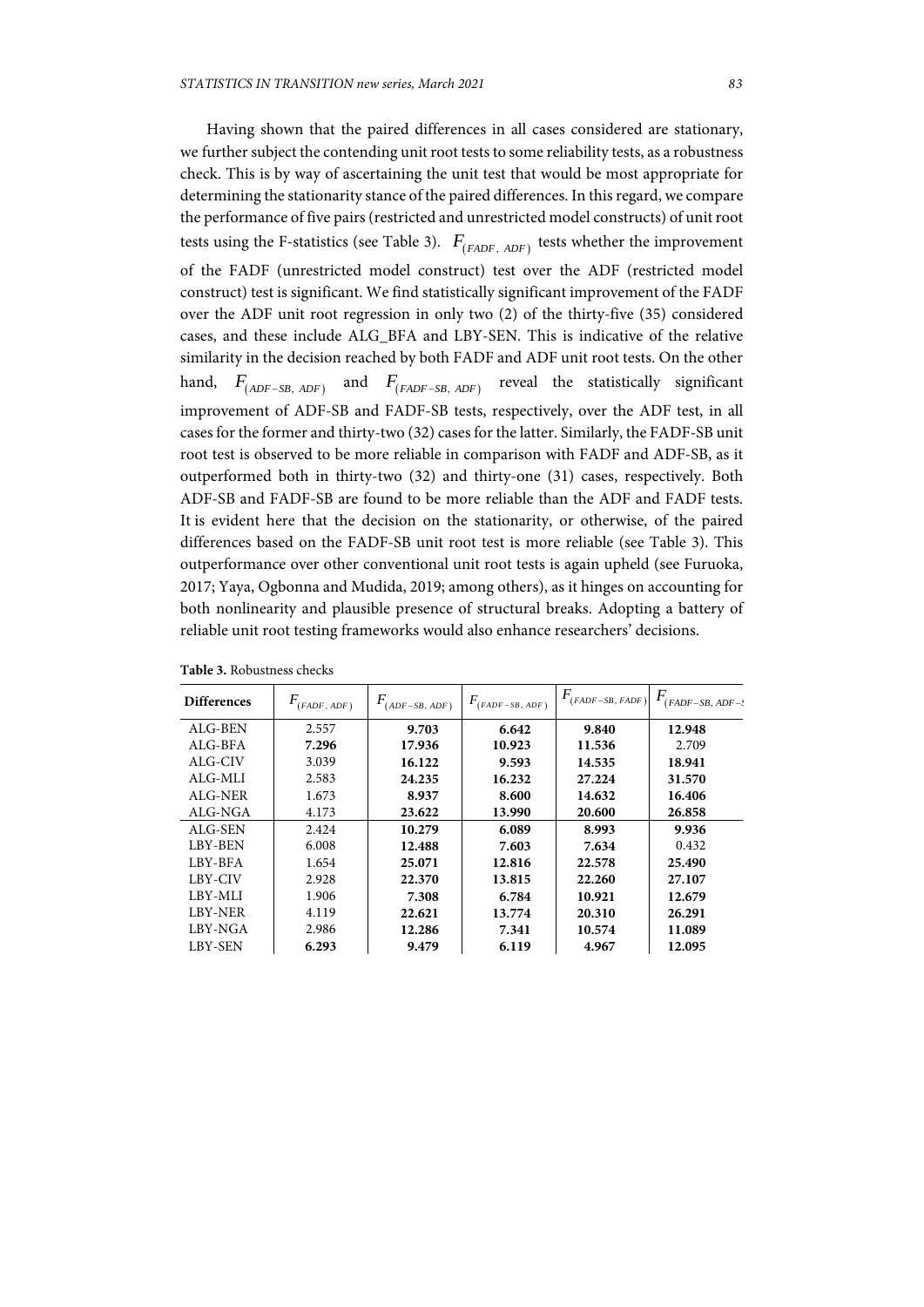Having shown that the paired differences in all cases considered are stationary, we further subject the contending unit root tests to some reliability tests, as a robustness check. This is by way of ascertaining the unit test that would be most appropriate for determining the stationarity stance of the paired differences. In this regard, we compare the performance of five pairs (restricted and unrestricted model constructs) of unit root tests using the F-statistics (see Table 3). $F_{(FADF,\ ADF)}$ tests whether the improvement of the FADF (unrestricted model construct) test over the ADF (restricted model construct) test is significant. We find statistically significant improvement of the FADF over the ADF unit root regression in only two (2) of the thirty-five (35) considered cases, and these include ALG_BFA and LBY-SEN. This is indicative of the relative similarity in the decision reached by both FADF and ADF unit root tests. On the other hand, $F_{(ADF-SB,\ ADF)}$ and $F_{(FADF-SB,\ ADF)}$ reveal the statistically significant improvement of ADF-SB and FADF-SB tests, respectively, over the ADF test, in all cases for the former and thirty-two (32) cases for the latter. Similarly, the FADF-SB unit root test is observed to be more reliable in comparison with FADF and ADF-SB, as it outperformed both in thirty-two (32) and thirty-one (31) cases, respectively. Both ADF-SB and FADF-SB are found to be more reliable than the ADF and FADF tests. It is evident here that the decision on the stationarity, or otherwise, of the paired differences based on the FADF-SB unit root test is more reliable (see Table 3). This outperformance over other conventional unit root tests is again upheld (see Furuoka, 2017; Yaya, Ogbonna and Mudida, 2019; among others), as it hinges on accounting for both nonlinearity and plausible presence of structural breaks. Adopting a battery of reliable unit root testing frameworks would also enhance researchers' decisions.

**Table 3.** Robustness checks

| Differences | $F_{(FADF,\ ADF)}$ | $F_{(ADF-SB,\ ADF)}$ | $F_{(FADF-SB,\ ADF)}$ | $F_{(FADF-SB,\ FADF)}$ | $F_{(FADF-SB,\ ADF-SB)}$ |
|---|---|---|---|---|---|
| ALG-BEN | 2.557 | **9.703** | **6.642** | **9.840** | **12.948** |
| ALG-BFA | **7.296** | **17.936** | **10.923** | **11.536** | 2.709 |
| ALG-CIV | 3.039 | **16.122** | **9.593** | **14.535** | **18.941** |
| ALG-MLI | 2.583 | **24.235** | **16.232** | **27.224** | **31.570** |
| ALG-NER | 1.673 | **8.937** | **8.600** | **14.632** | **16.406** |
| ALG-NGA | 4.173 | **23.622** | **13.990** | **20.600** | **26.858** |
| ALG-SEN | 2.424 | **10.279** | **6.089** | **8.993** | **9.936** |
| LBY-BEN | 6.008 | **12.488** | **7.603** | **7.634** | 0.432 |
| LBY-BFA | 1.654 | **25.071** | **12.816** | **22.578** | **25.490** |
| LBY-CIV | 2.928 | **22.370** | **13.815** | **22.260** | **27.107** |
| LBY-MLI | 1.906 | **7.308** | **6.784** | **10.921** | **12.679** |
| LBY-NER | 4.119 | **22.621** | **13.774** | **20.310** | **26.291** |
| LBY-NGA | 2.986 | **12.286** | **7.341** | **10.574** | **11.089** |
| LBY-SEN | **6.293** | **9.479** | **6.119** | **4.967** | **12.095** |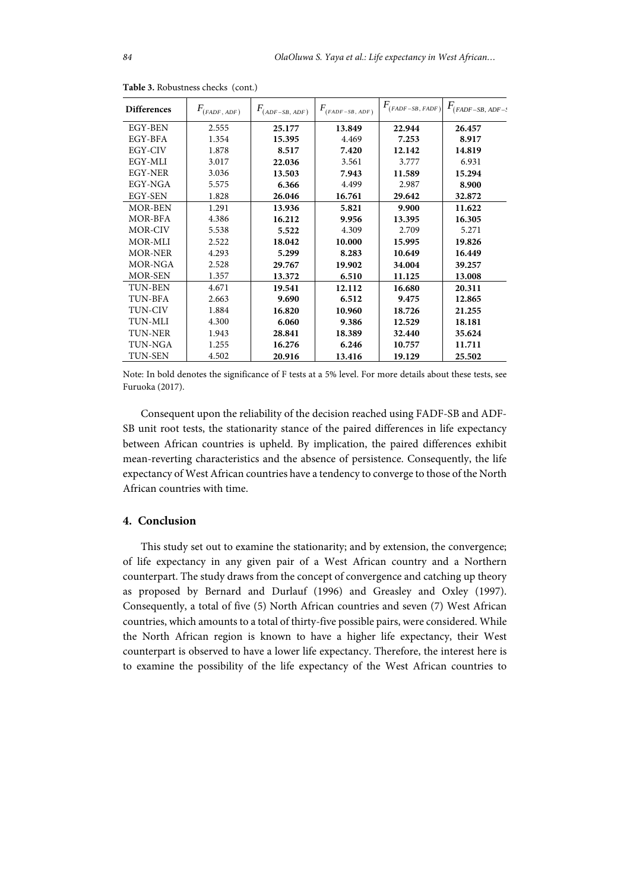**Table 3.** Robustness checks (cont.)

| Differences | $F_{(FADF, ADF)}$ | $F_{(ADF-SB, ADF)}$ | $F_{(FADF-SB, ADF)}$ | $F_{(FADF-SB, FADF)}$ | $F_{(FADF-SB, ADF-SB)}$ |
|---|---|---|---|---|---|
| EGY-BEN | 2.555 | **25.177** | **13.849** | **22.944** | **26.457** |
| EGY-BFA | 1.354 | **15.395** | 4.469 | **7.253** | **8.917** |
| EGY-CIV | 1.878 | **8.517** | **7.420** | **12.142** | **14.819** |
| EGY-MLI | 3.017 | **22.036** | 3.561 | 3.777 | 6.931 |
| EGY-NER | 3.036 | **13.503** | **7.943** | **11.589** | **15.294** |
| EGY-NGA | 5.575 | **6.366** | 4.499 | 2.987 | **8.900** |
| EGY-SEN | 1.828 | **26.046** | **16.761** | **29.642** | **32.872** |
| MOR-BEN | 1.291 | **13.936** | **5.821** | **9.900** | **11.622** |
| MOR-BFA | 4.386 | **16.212** | **9.956** | **13.395** | **16.305** |
| MOR-CIV | 5.538 | **5.522** | 4.309 | 2.709 | 5.271 |
| MOR-MLI | 2.522 | **18.042** | **10.000** | **15.995** | **19.826** |
| MOR-NER | 4.293 | **5.299** | **8.283** | **10.649** | **16.449** |
| MOR-NGA | 2.528 | **29.767** | **19.902** | **34.004** | **39.257** |
| MOR-SEN | 1.357 | **13.372** | **6.510** | **11.125** | **13.008** |
| TUN-BEN | 4.671 | **19.541** | **12.112** | **16.680** | **20.311** |
| TUN-BFA | 2.663 | **9.690** | **6.512** | **9.475** | **12.865** |
| TUN-CIV | 1.884 | **16.820** | **10.960** | **18.726** | **21.255** |
| TUN-MLI | 4.300 | **6.060** | **9.386** | **12.529** | **18.181** |
| TUN-NER | 1.943 | **28.841** | **18.389** | **32.440** | **35.624** |
| TUN-NGA | 1.255 | **16.276** | **6.246** | **10.757** | **11.711** |
| TUN-SEN | 4.502 | **20.916** | **13.416** | **19.129** | **25.502** |

Note: In bold denotes the significance of F tests at a 5% level. For more details about these tests, see Furuoka (2017).

Consequent upon the reliability of the decision reached using FADF-SB and ADF-SB unit root tests, the stationarity stance of the paired differences in life expectancy between African countries is upheld. By implication, the paired differences exhibit mean-reverting characteristics and the absence of persistence. Consequently, the life expectancy of West African countries have a tendency to converge to those of the North African countries with time.

## 4. Conclusion

This study set out to examine the stationarity; and by extension, the convergence; of life expectancy in any given pair of a West African country and a Northern counterpart. The study draws from the concept of convergence and catching up theory as proposed by Bernard and Durlauf (1996) and Greasley and Oxley (1997). Consequently, a total of five (5) North African countries and seven (7) West African countries, which amounts to a total of thirty-five possible pairs, were considered. While the North African region is known to have a higher life expectancy, their West counterpart is observed to have a lower life expectancy. Therefore, the interest here is to examine the possibility of the life expectancy of the West African countries to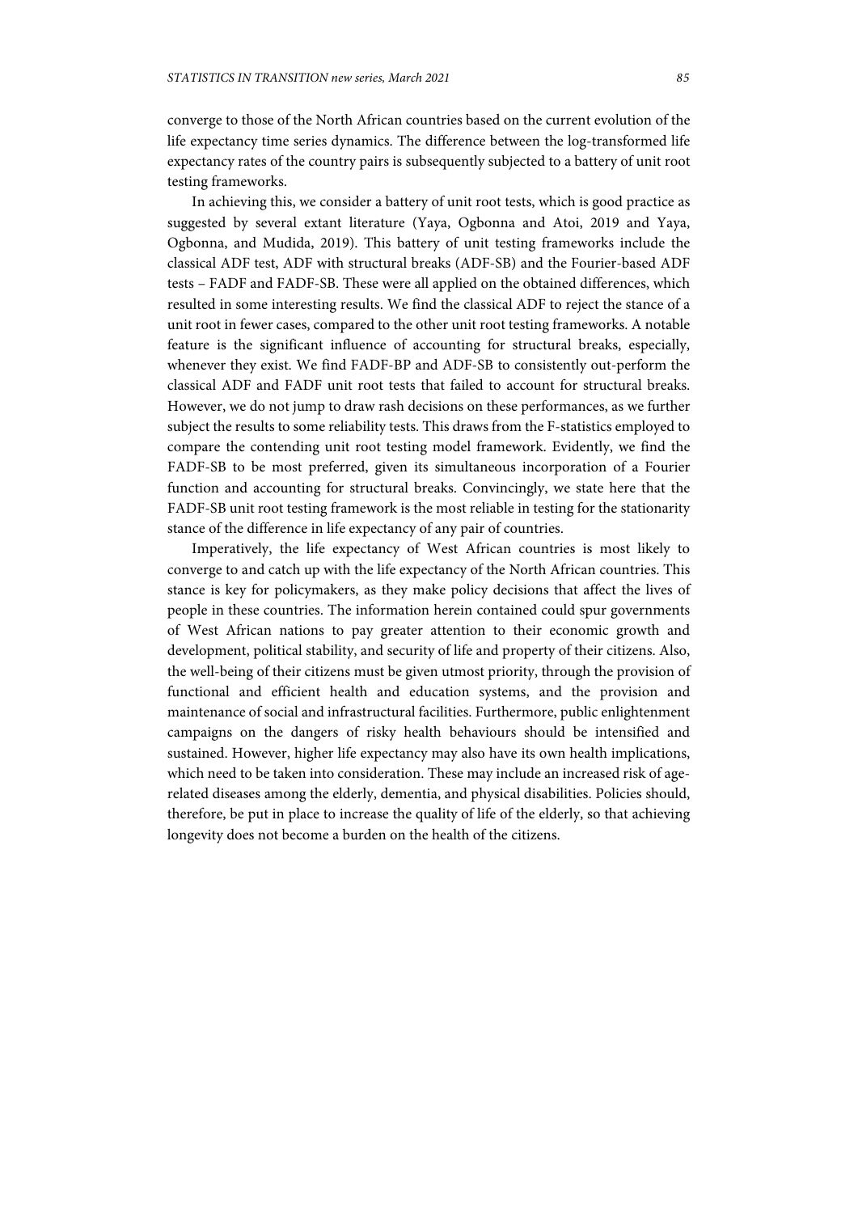converge to those of the North African countries based on the current evolution of the life expectancy time series dynamics. The difference between the log-transformed life expectancy rates of the country pairs is subsequently subjected to a battery of unit root testing frameworks.

In achieving this, we consider a battery of unit root tests, which is good practice as suggested by several extant literature (Yaya, Ogbonna and Atoi, 2019 and Yaya, Ogbonna, and Mudida, 2019). This battery of unit testing frameworks include the classical ADF test, ADF with structural breaks (ADF-SB) and the Fourier-based ADF tests – FADF and FADF-SB. These were all applied on the obtained differences, which resulted in some interesting results. We find the classical ADF to reject the stance of a unit root in fewer cases, compared to the other unit root testing frameworks. A notable feature is the significant influence of accounting for structural breaks, especially, whenever they exist. We find FADF-BP and ADF-SB to consistently out-perform the classical ADF and FADF unit root tests that failed to account for structural breaks. However, we do not jump to draw rash decisions on these performances, as we further subject the results to some reliability tests. This draws from the F-statistics employed to compare the contending unit root testing model framework. Evidently, we find the FADF-SB to be most preferred, given its simultaneous incorporation of a Fourier function and accounting for structural breaks. Convincingly, we state here that the FADF-SB unit root testing framework is the most reliable in testing for the stationarity stance of the difference in life expectancy of any pair of countries.

Imperatively, the life expectancy of West African countries is most likely to converge to and catch up with the life expectancy of the North African countries. This stance is key for policymakers, as they make policy decisions that affect the lives of people in these countries. The information herein contained could spur governments of West African nations to pay greater attention to their economic growth and development, political stability, and security of life and property of their citizens. Also, the well-being of their citizens must be given utmost priority, through the provision of functional and efficient health and education systems, and the provision and maintenance of social and infrastructural facilities. Furthermore, public enlightenment campaigns on the dangers of risky health behaviours should be intensified and sustained. However, higher life expectancy may also have its own health implications, which need to be taken into consideration. These may include an increased risk of age-related diseases among the elderly, dementia, and physical disabilities. Policies should, therefore, be put in place to increase the quality of life of the elderly, so that achieving longevity does not become a burden on the health of the citizens.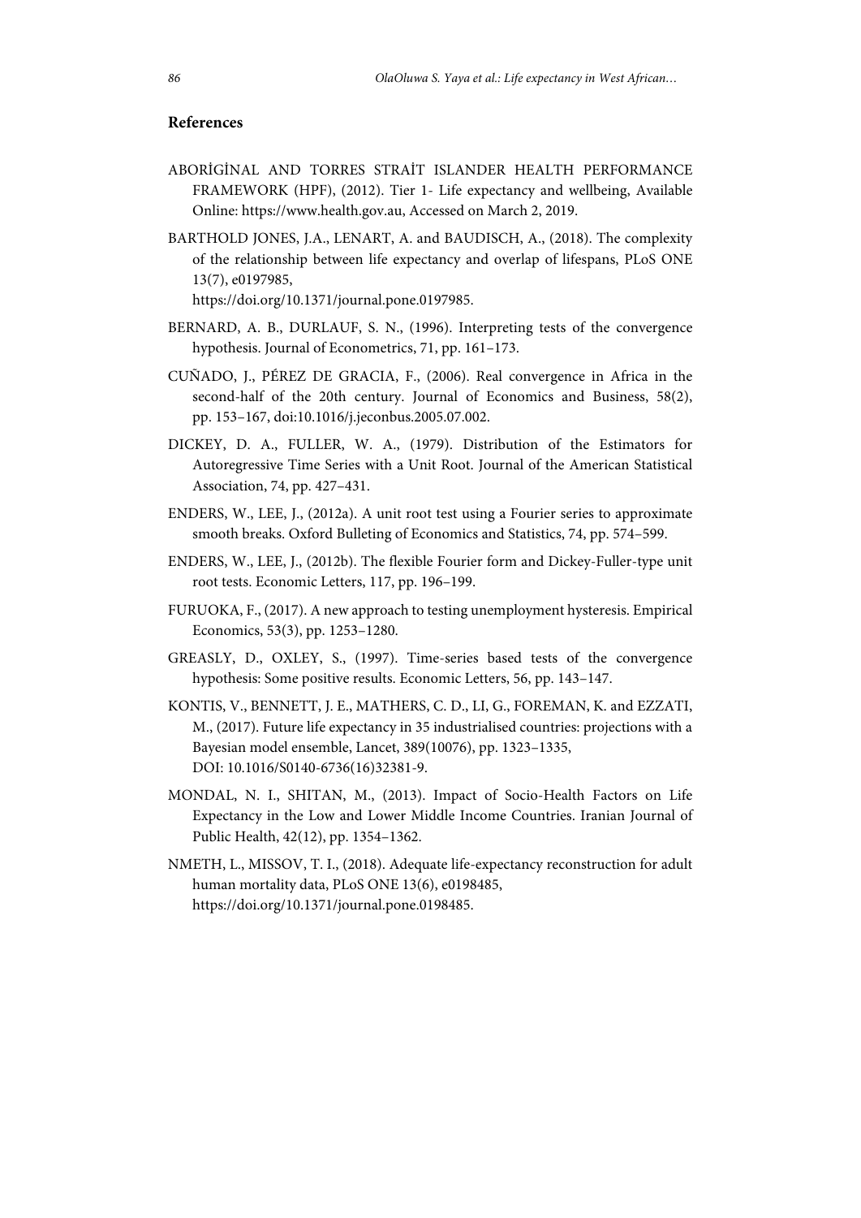## References

ABORİGİNAL AND TORRES STRAİT ISLANDER HEALTH PERFORMANCE FRAMEWORK (HPF), (2012). Tier 1- Life expectancy and wellbeing, Available Online: https://www.health.gov.au, Accessed on March 2, 2019.

BARTHOLD JONES, J.A., LENART, A. and BAUDISCH, A., (2018). The complexity of the relationship between life expectancy and overlap of lifespans, PLoS ONE 13(7), e0197985, https://doi.org/10.1371/journal.pone.0197985.

BERNARD, A. B., DURLAUF, S. N., (1996). Interpreting tests of the convergence hypothesis. Journal of Econometrics, 71, pp. 161–173.

CUÑADO, J., PÉREZ DE GRACIA, F., (2006). Real convergence in Africa in the second-half of the 20th century. Journal of Economics and Business, 58(2), pp. 153–167, doi:10.1016/j.jeconbus.2005.07.002.

DICKEY, D. A., FULLER, W. A., (1979). Distribution of the Estimators for Autoregressive Time Series with a Unit Root. Journal of the American Statistical Association, 74, pp. 427–431.

ENDERS, W., LEE, J., (2012a). A unit root test using a Fourier series to approximate smooth breaks. Oxford Bulleting of Economics and Statistics, 74, pp. 574–599.

ENDERS, W., LEE, J., (2012b). The flexible Fourier form and Dickey-Fuller-type unit root tests. Economic Letters, 117, pp. 196–199.

FURUOKA, F., (2017). A new approach to testing unemployment hysteresis. Empirical Economics, 53(3), pp. 1253–1280.

GREASLY, D., OXLEY, S., (1997). Time-series based tests of the convergence hypothesis: Some positive results. Economic Letters, 56, pp. 143–147.

KONTIS, V., BENNETT, J. E., MATHERS, C. D., LI, G., FOREMAN, K. and EZZATI, M., (2017). Future life expectancy in 35 industrialised countries: projections with a Bayesian model ensemble, Lancet, 389(10076), pp. 1323–1335, DOI: 10.1016/S0140-6736(16)32381-9.

MONDAL, N. I., SHITAN, M., (2013). Impact of Socio-Health Factors on Life Expectancy in the Low and Lower Middle Income Countries. Iranian Journal of Public Health, 42(12), pp. 1354–1362.

NMETH, L., MISSOV, T. I., (2018). Adequate life-expectancy reconstruction for adult human mortality data, PLoS ONE 13(6), e0198485, https://doi.org/10.1371/journal.pone.0198485.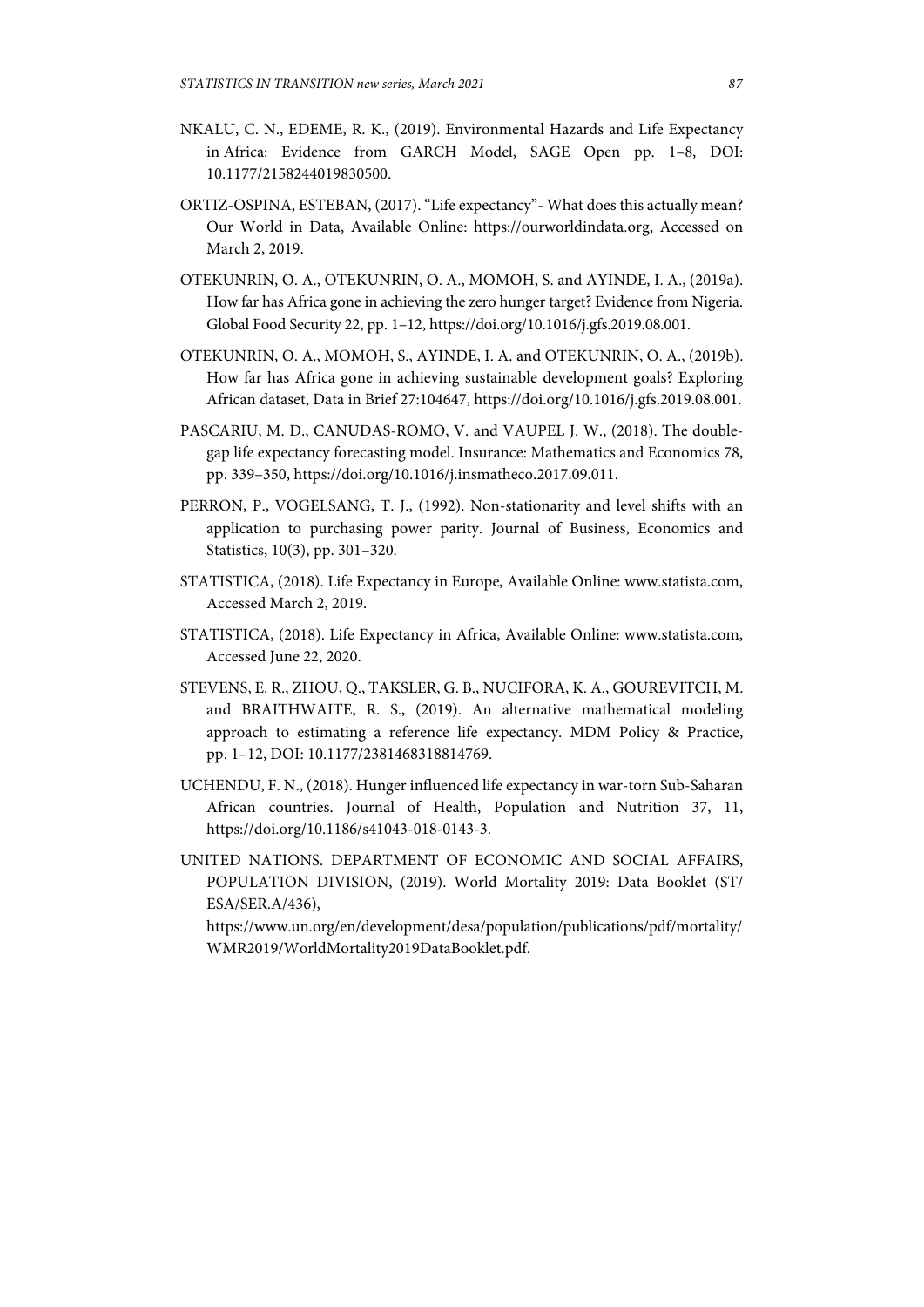NKALU, C. N., EDEME, R. K., (2019). Environmental Hazards and Life Expectancy in Africa: Evidence from GARCH Model, SAGE Open pp. 1–8, DOI: 10.1177/2158244019830500.

ORTIZ-OSPINA, ESTEBAN, (2017). "Life expectancy"- What does this actually mean? Our World in Data, Available Online: https://ourworldindata.org, Accessed on March 2, 2019.

OTEKUNRIN, O. A., OTEKUNRIN, O. A., MOMOH, S. and AYINDE, I. A., (2019a). How far has Africa gone in achieving the zero hunger target? Evidence from Nigeria. Global Food Security 22, pp. 1–12, https://doi.org/10.1016/j.gfs.2019.08.001.

OTEKUNRIN, O. A., MOMOH, S., AYINDE, I. A. and OTEKUNRIN, O. A., (2019b). How far has Africa gone in achieving sustainable development goals? Exploring African dataset, Data in Brief 27:104647, https://doi.org/10.1016/j.gfs.2019.08.001.

PASCARIU, M. D., CANUDAS-ROMO, V. and VAUPEL J. W., (2018). The double-gap life expectancy forecasting model. Insurance: Mathematics and Economics 78, pp. 339–350, https://doi.org/10.1016/j.insmatheco.2017.09.011.

PERRON, P., VOGELSANG, T. J., (1992). Non-stationarity and level shifts with an application to purchasing power parity. Journal of Business, Economics and Statistics, 10(3), pp. 301–320.

STATISTICA, (2018). Life Expectancy in Europe, Available Online: www.statista.com, Accessed March 2, 2019.

STATISTICA, (2018). Life Expectancy in Africa, Available Online: www.statista.com, Accessed June 22, 2020.

STEVENS, E. R., ZHOU, Q., TAKSLER, G. B., NUCIFORA, K. A., GOUREVITCH, M. and BRAITHWAITE, R. S., (2019). An alternative mathematical modeling approach to estimating a reference life expectancy. MDM Policy & Practice, pp. 1–12, DOI: 10.1177/2381468318814769.

UCHENDU, F. N., (2018). Hunger influenced life expectancy in war-torn Sub-Saharan African countries. Journal of Health, Population and Nutrition 37, 11, https://doi.org/10.1186/s41043-018-0143-3.

UNITED NATIONS. DEPARTMENT OF ECONOMIC AND SOCIAL AFFAIRS, POPULATION DIVISION, (2019). World Mortality 2019: Data Booklet (ST/ESA/SER.A/436), https://www.un.org/en/development/desa/population/publications/pdf/mortality/WMR2019/WorldMortality2019DataBooklet.pdf.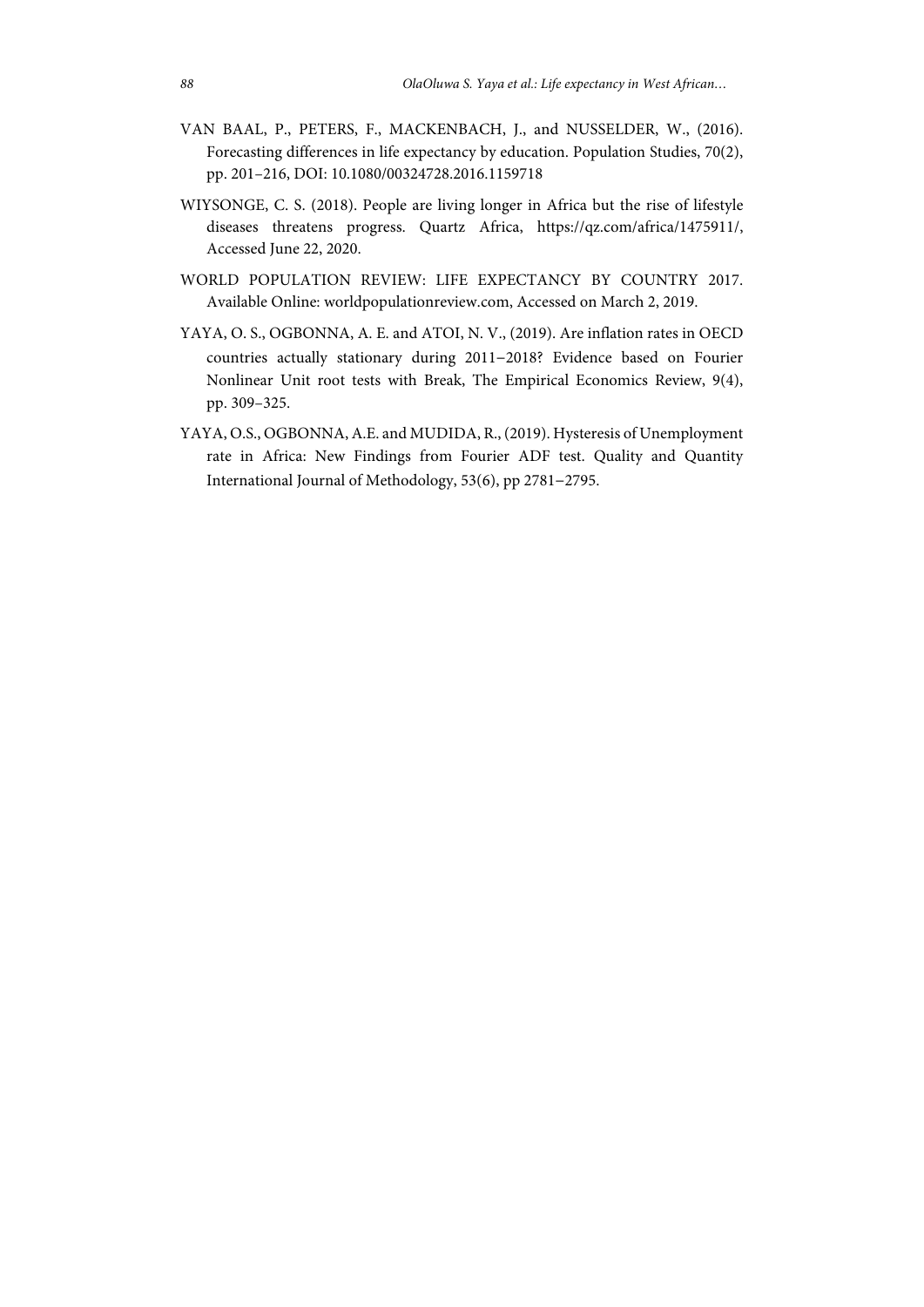VAN BAAL, P., PETERS, F., MACKENBACH, J., and NUSSELDER, W., (2016). Forecasting differences in life expectancy by education. Population Studies, 70(2), pp. 201–216, DOI: 10.1080/00324728.2016.1159718

WIYSONGE, C. S. (2018). People are living longer in Africa but the rise of lifestyle diseases threatens progress. Quartz Africa, https://qz.com/africa/1475911/, Accessed June 22, 2020.

WORLD POPULATION REVIEW: LIFE EXPECTANCY BY COUNTRY 2017. Available Online: worldpopulationreview.com, Accessed on March 2, 2019.

YAYA, O. S., OGBONNA, A. E. and ATOI, N. V., (2019). Are inflation rates in OECD countries actually stationary during 2011−2018? Evidence based on Fourier Nonlinear Unit root tests with Break, The Empirical Economics Review, 9(4), pp. 309–325.

YAYA, O.S., OGBONNA, A.E. and MUDIDA, R., (2019). Hysteresis of Unemployment rate in Africa: New Findings from Fourier ADF test. Quality and Quantity International Journal of Methodology, 53(6), pp 2781−2795.